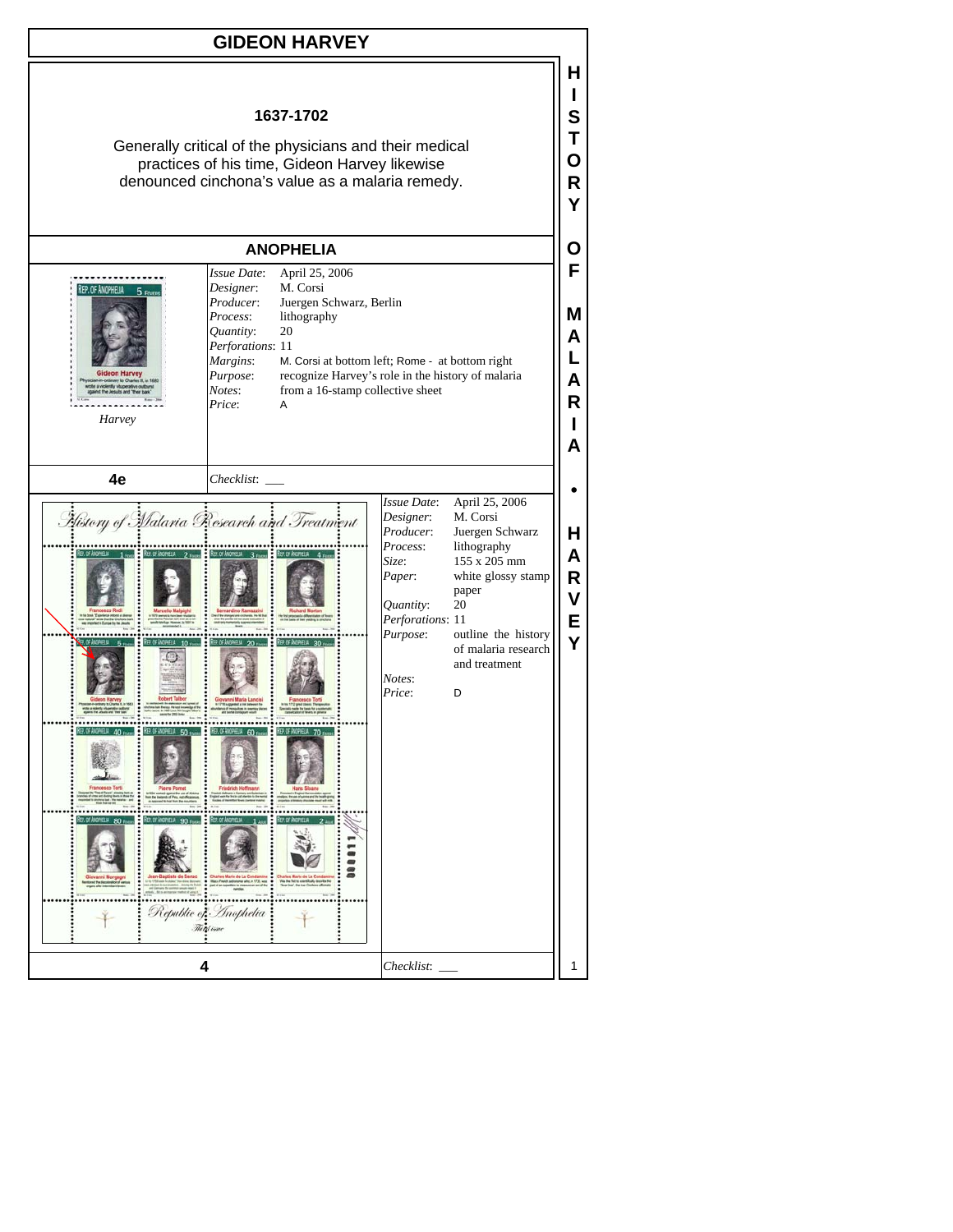# GIDEON HARVEY

**1637-1702**

Generally critical of the physicians and their medical practices of his time, Gideon Harvey likewise denounced cinchona's value as a malaria remedy.

## ANOPHELIA

*Harvey*

| | |
|---|---|
| *Issue Date*: | April 25, 2006 |
| *Designer*: | M. Corsi |
| *Producer*: | Juergen Schwarz, Berlin |
| *Process*: | lithography |
| *Quantity*: | 20 |
| *Perforations*: | 11 |
| *Margins*: | M. Corsi at bottom left; Rome - at bottom right |
| *Purpose*: | recognize Harvey's role in the history of malaria |
| *Notes*: | from a 16-stamp collective sheet |
| *Price*: | A |

**4e** — *Checklist*: ___

| | |
|---|---|
| *Issue Date*: | April 25, 2006 |
| *Designer*: | M. Corsi |
| *Producer*: | Juergen Schwarz |
| *Process*: | lithography |
| *Size*: | 155 x 205 mm |
| *Paper*: | white glossy stamp paper |
| *Quantity*: | 20 |
| *Perforations*: | 11 |
| *Purpose*: | outline the history of malaria research and treatment |
| *Notes*: | |
| *Price*: | D |

**4** — *Checklist*: ___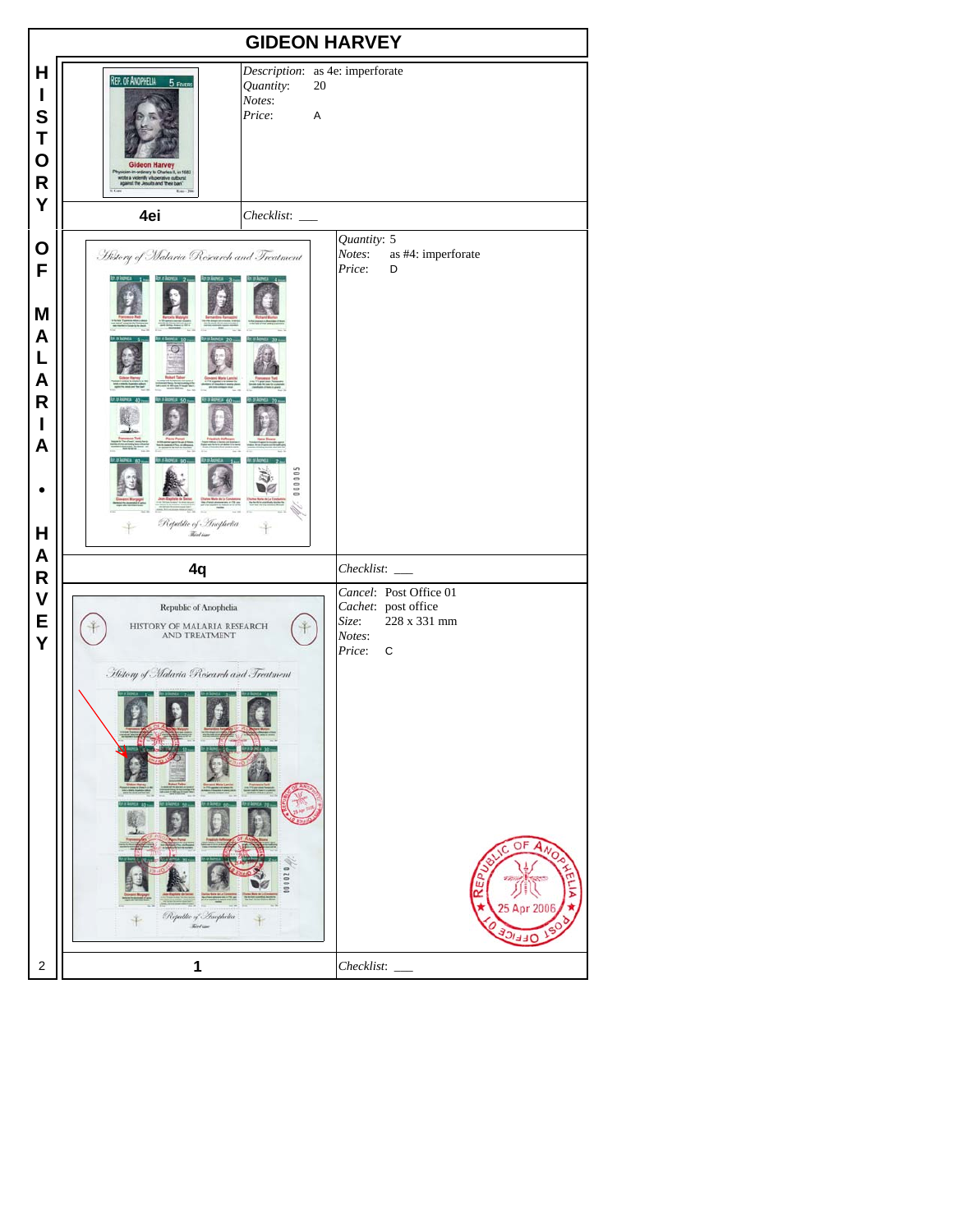# GIDEON HARVEY

| | |
|---|---|
| | *Description*: as 4e: imperforate<br>*Quantity*: 20<br>*Notes*:<br>*Price*: A |
| **4ei** | *Checklist*: ___ |
| | *Quantity*: 5<br>*Notes*: as #4: imperforate<br>*Price*: D |
| **4q** | *Checklist*: ___ |
| | *Cancel*: Post Office 01<br>*Cachet*: post office<br>*Size*: 228 x 331 mm<br>*Notes*:<br>*Price*: C |
| **1** | *Checklist*: ___ |